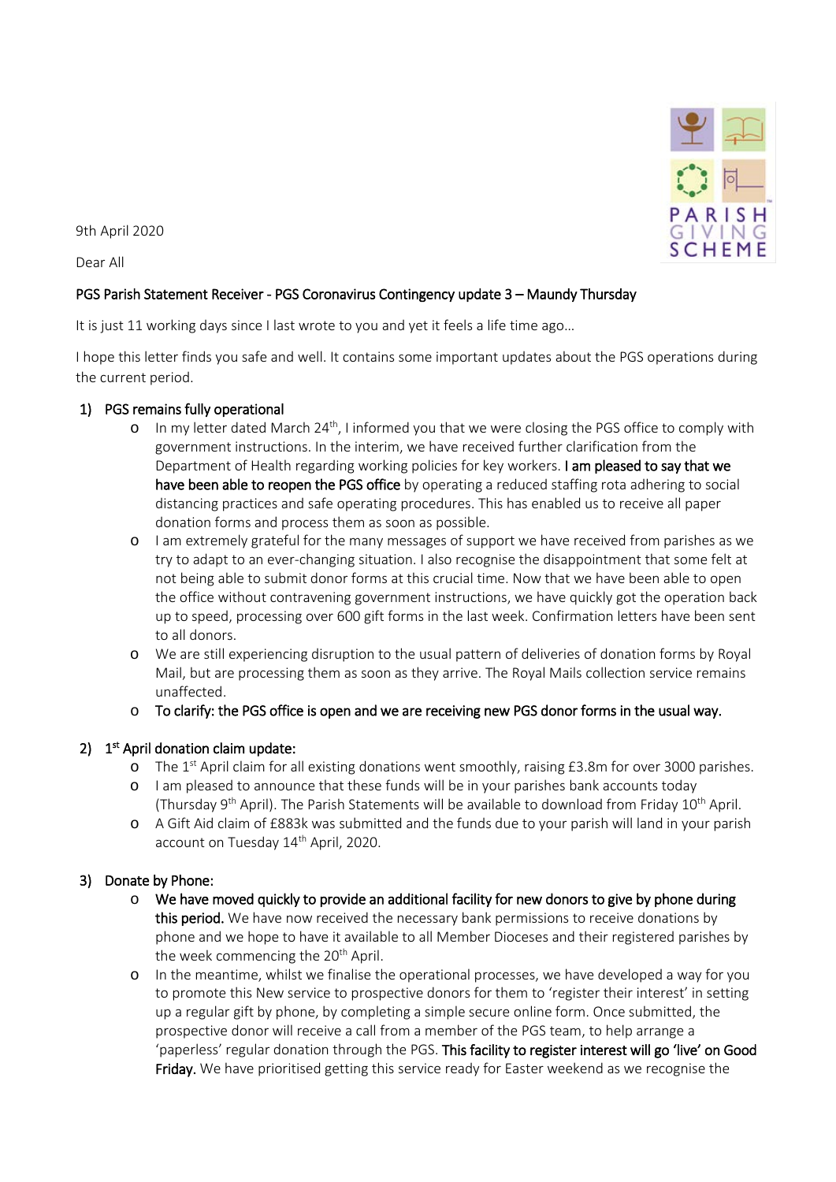9th April 2020

Dear All

**PGS Parish Statement Receiver - PGS Coronavirus Contingency update 3 – Maundy Thursday**

It is just 11 working days since I last wrote to you and yet it feels a life time ago…

I hope this letter finds you safe and well. It contains some important updates about the PGS operations during the current period.

1) **PGS remains fully operational**
   - In my letter dated March 24th, I informed you that we were closing the PGS office to comply with government instructions. In the interim, we have received further clarification from the Department of Health regarding working policies for key workers. **I am pleased to say that we have been able to reopen the PGS office** by operating a reduced staffing rota adhering to social distancing practices and safe operating procedures. This has enabled us to receive all paper donation forms and process them as soon as possible.
   - I am extremely grateful for the many messages of support we have received from parishes as we try to adapt to an ever-changing situation. I also recognise the disappointment that some felt at not being able to submit donor forms at this crucial time. Now that we have been able to open the office without contravening government instructions, we have quickly got the operation back up to speed, processing over 600 gift forms in the last week. Confirmation letters have been sent to all donors.
   - We are still experiencing disruption to the usual pattern of deliveries of donation forms by Royal Mail, but are processing them as soon as they arrive. The Royal Mails collection service remains unaffected.
   - **To clarify: the PGS office is open and we are receiving new PGS donor forms in the usual way.**

2) **1st April donation claim update:**
   - The 1st April claim for all existing donations went smoothly, raising £3.8m for over 3000 parishes.
   - I am pleased to announce that these funds will be in your parishes bank accounts today (Thursday 9th April). The Parish Statements will be available to download from Friday 10th April.
   - A Gift Aid claim of £883k was submitted and the funds due to your parish will land in your parish account on Tuesday 14th April, 2020.

3) **Donate by Phone:**
   - **We have moved quickly to provide an additional facility for new donors to give by phone during this period.** We have now received the necessary bank permissions to receive donations by phone and we hope to have it available to all Member Dioceses and their registered parishes by the week commencing the 20th April.
   - In the meantime, whilst we finalise the operational processes, we have developed a way for you to promote this New service to prospective donors for them to 'register their interest' in setting up a regular gift by phone, by completing a simple secure online form. Once submitted, the prospective donor will receive a call from a member of the PGS team, to help arrange a 'paperless' regular donation through the PGS. **This facility to register interest will go 'live' on Good Friday.** We have prioritised getting this service ready for Easter weekend as we recognise the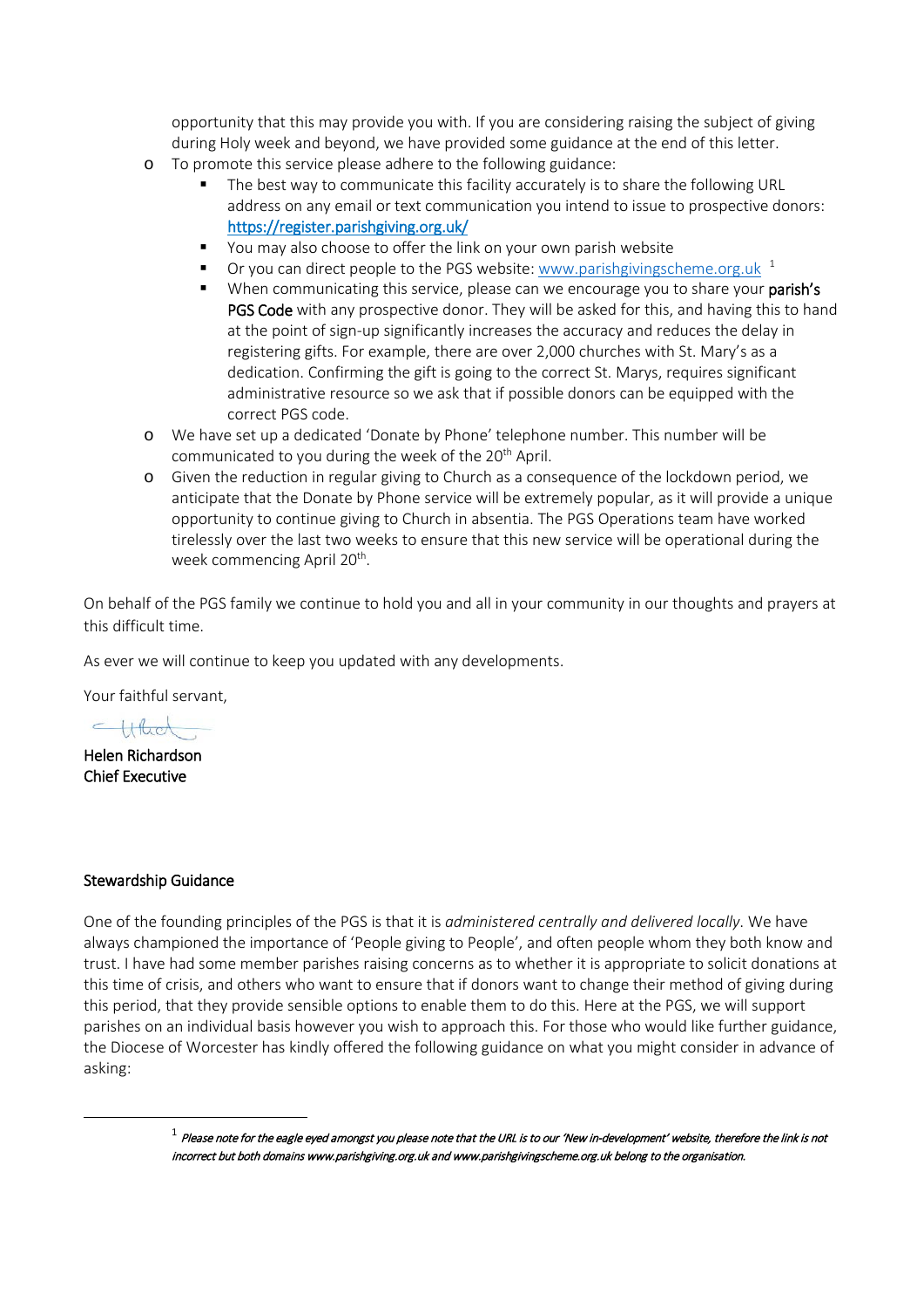opportunity that this may provide you with. If you are considering raising the subject of giving during Holy week and beyond, we have provided some guidance at the end of this letter.

- To promote this service please adhere to the following guidance:
  - The best way to communicate this facility accurately is to share the following URL address on any email or text communication you intend to issue to prospective donors: https://register.parishgiving.org.uk/
  - You may also choose to offer the link on your own parish website
  - Or you can direct people to the PGS website: www.parishgivingscheme.org.uk [1]
  - When communicating this service, please can we encourage you to share your **parish's PGS Code** with any prospective donor. They will be asked for this, and having this to hand at the point of sign-up significantly increases the accuracy and reduces the delay in registering gifts. For example, there are over 2,000 churches with St. Mary's as a dedication. Confirming the gift is going to the correct St. Marys, requires significant administrative resource so we ask that if possible donors can be equipped with the correct PGS code.
- We have set up a dedicated 'Donate by Phone' telephone number. This number will be communicated to you during the week of the 20th April.
- Given the reduction in regular giving to Church as a consequence of the lockdown period, we anticipate that the Donate by Phone service will be extremely popular, as it will provide a unique opportunity to continue giving to Church in absentia. The PGS Operations team have worked tirelessly over the last two weeks to ensure that this new service will be operational during the week commencing April 20th.

On behalf of the PGS family we continue to hold you and all in your community in our thoughts and prayers at this difficult time.

As ever we will continue to keep you updated with any developments.

Your faithful servant,

**Helen Richardson**
**Chief Executive**

## Stewardship Guidance

One of the founding principles of the PGS is that it is *administered centrally and delivered locally*. We have always championed the importance of 'People giving to People', and often people whom they both know and trust. I have had some member parishes raising concerns as to whether it is appropriate to solicit donations at this time of crisis, and others who want to ensure that if donors want to change their method of giving during this period, that they provide sensible options to enable them to do this. Here at the PGS, we will support parishes on an individual basis however you wish to approach this. For those who would like further guidance, the Diocese of Worcester has kindly offered the following guidance on what you might consider in advance of asking:

---

[1] *Please note for the eagle eyed amongst you please note that the URL is to our 'New in-development' website, therefore the link is not incorrect but both domains www.parishgiving.org.uk and www.parishgivingscheme.org.uk belong to the organisation.*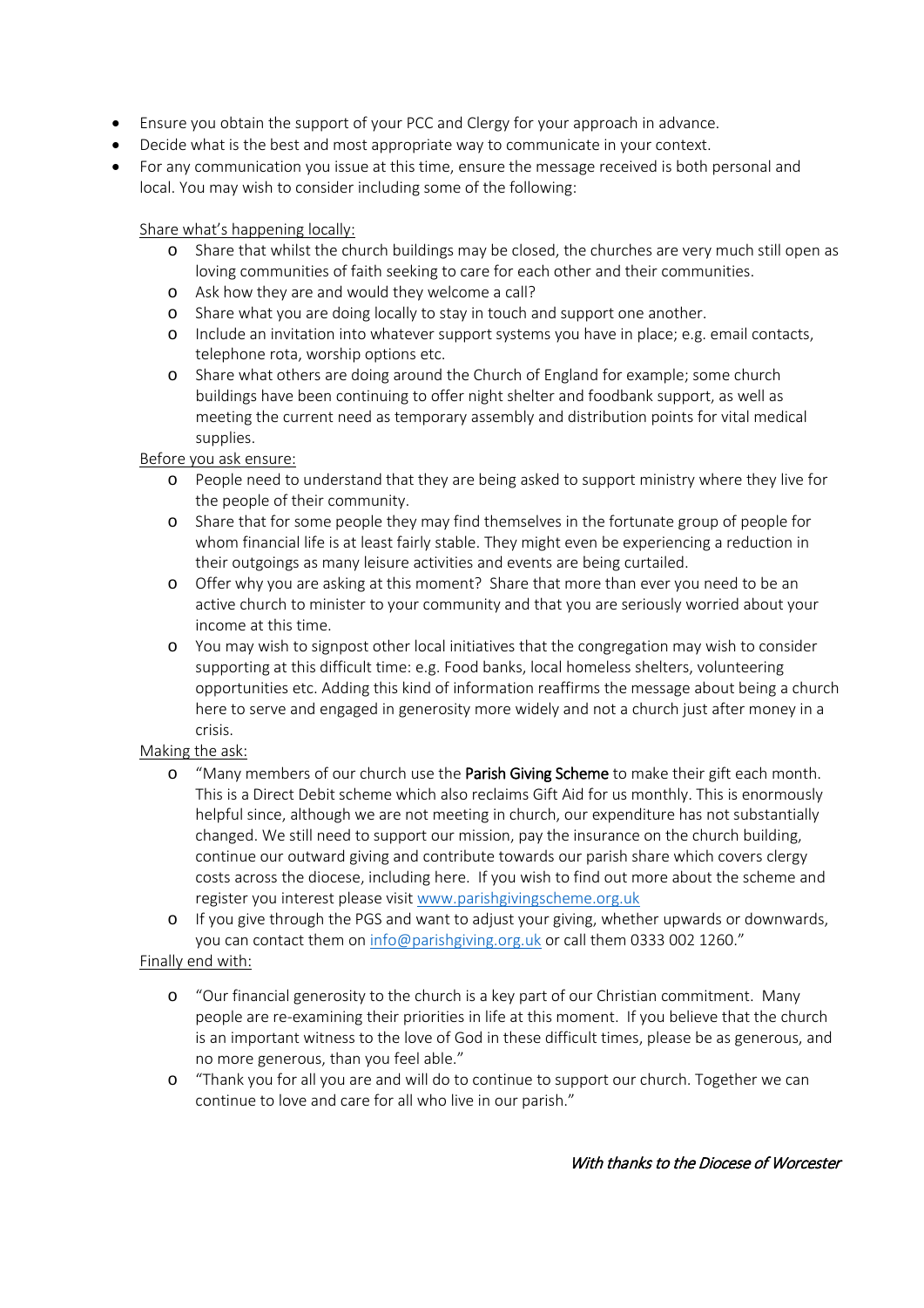- Ensure you obtain the support of your PCC and Clergy for your approach in advance.
- Decide what is the best and most appropriate way to communicate in your context.
- For any communication you issue at this time, ensure the message received is both personal and local. You may wish to consider including some of the following:

  Share what's happening locally:

  - Share that whilst the church buildings may be closed, the churches are very much still open as loving communities of faith seeking to care for each other and their communities.
  - Ask how they are and would they welcome a call?
  - Share what you are doing locally to stay in touch and support one another.
  - Include an invitation into whatever support systems you have in place; e.g. email contacts, telephone rota, worship options etc.
  - Share what others are doing around the Church of England for example; some church buildings have been continuing to offer night shelter and foodbank support, as well as meeting the current need as temporary assembly and distribution points for vital medical supplies.

  Before you ask ensure:

  - People need to understand that they are being asked to support ministry where they live for the people of their community.
  - Share that for some people they may find themselves in the fortunate group of people for whom financial life is at least fairly stable. They might even be experiencing a reduction in their outgoings as many leisure activities and events are being curtailed.
  - Offer why you are asking at this moment? Share that more than ever you need to be an active church to minister to your community and that you are seriously worried about your income at this time.
  - You may wish to signpost other local initiatives that the congregation may wish to consider supporting at this difficult time: e.g. Food banks, local homeless shelters, volunteering opportunities etc. Adding this kind of information reaffirms the message about being a church here to serve and engaged in generosity more widely and not a church just after money in a crisis.

  Making the ask:

  - "Many members of our church use the **Parish Giving Scheme** to make their gift each month. This is a Direct Debit scheme which also reclaims Gift Aid for us monthly. This is enormously helpful since, although we are not meeting in church, our expenditure has not substantially changed. We still need to support our mission, pay the insurance on the church building, continue our outward giving and contribute towards our parish share which covers clergy costs across the diocese, including here. If you wish to find out more about the scheme and register you interest please visit www.parishgivingscheme.org.uk
  - If you give through the PGS and want to adjust your giving, whether upwards or downwards, you can contact them on info@parishgiving.org.uk or call them 0333 002 1260."

  Finally end with:

  - "Our financial generosity to the church is a key part of our Christian commitment. Many people are re-examining their priorities in life at this moment. If you believe that the church is an important witness to the love of God in these difficult times, please be as generous, and no more generous, than you feel able."
  - "Thank you for all you are and will do to continue to support our church. Together we can continue to love and care for all who live in our parish."

*With thanks to the Diocese of Worcester*